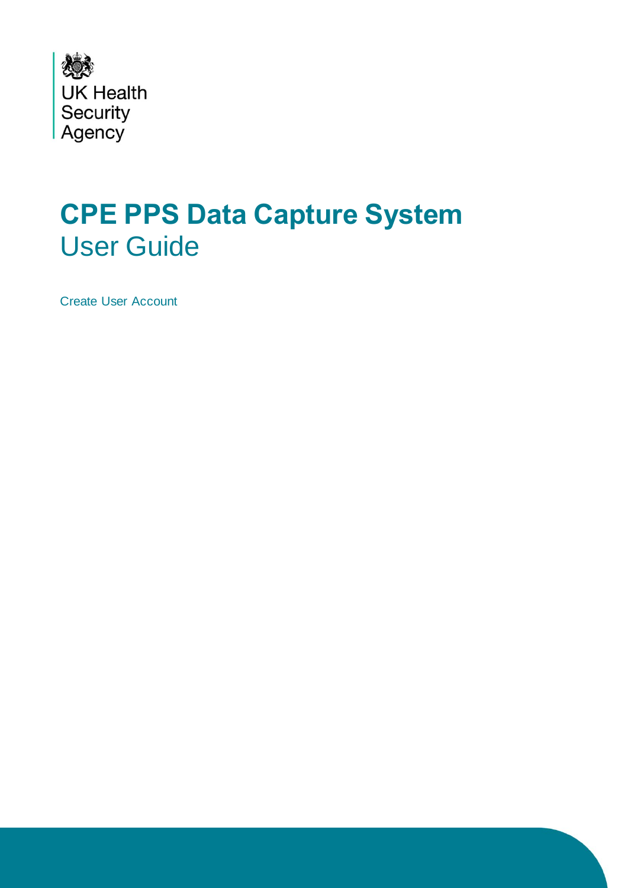UK Health Security Agency

# CPE PPS Data Capture System

## User Guide

Create User Account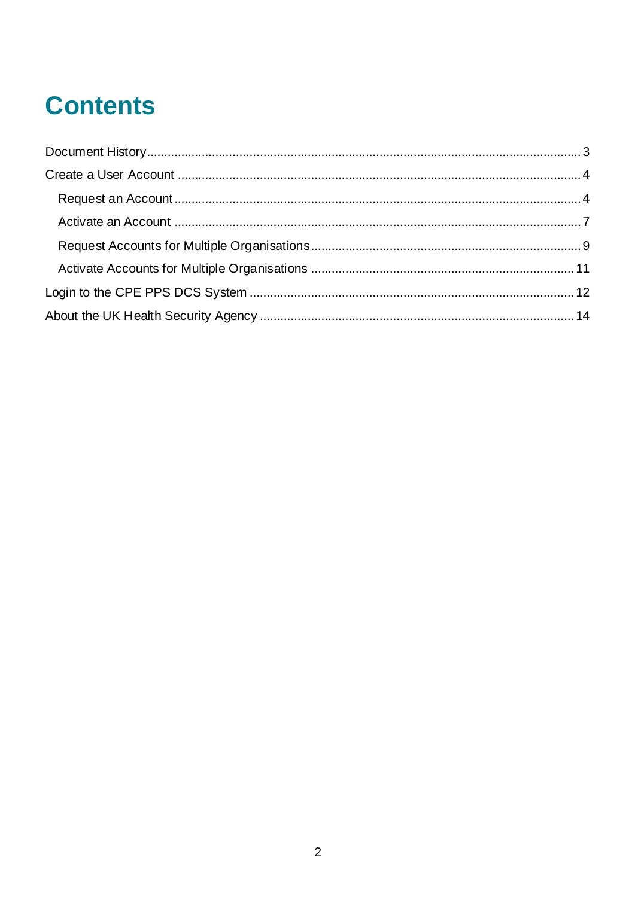# Contents

Document History ... 3

Create a User Account ... 4

- Request an Account ... 4
- Activate an Account ... 7
- Request Accounts for Multiple Organisations ... 9
- Activate Accounts for Multiple Organisations ... 11

Login to the CPE PPS DCS System ... 12

About the UK Health Security Agency ... 14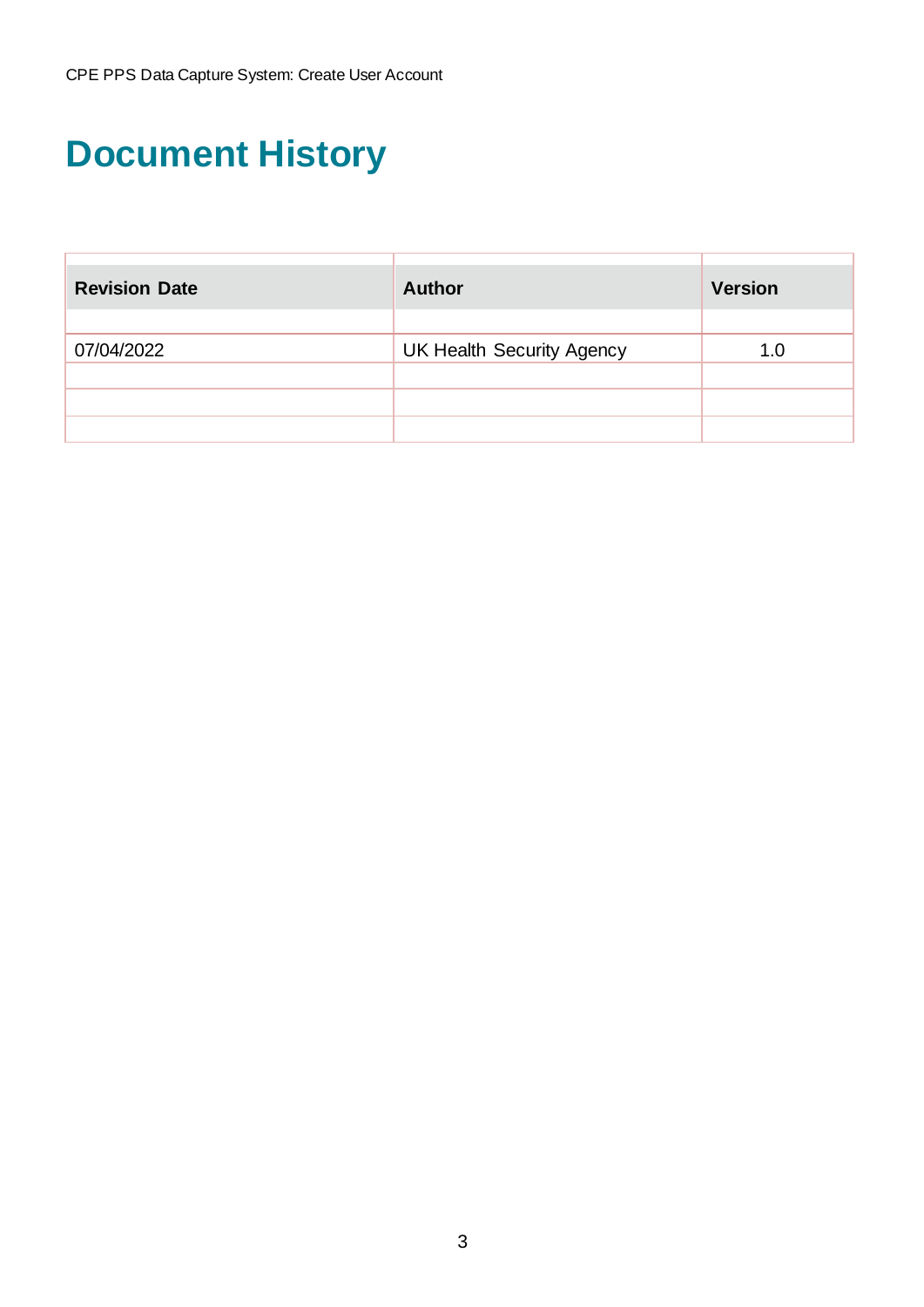# Document History

| Revision Date | Author | Version |
|---|---|---|
| 07/04/2022 | UK Health Security Agency | 1.0 |
| | | |
| | | |
| | | |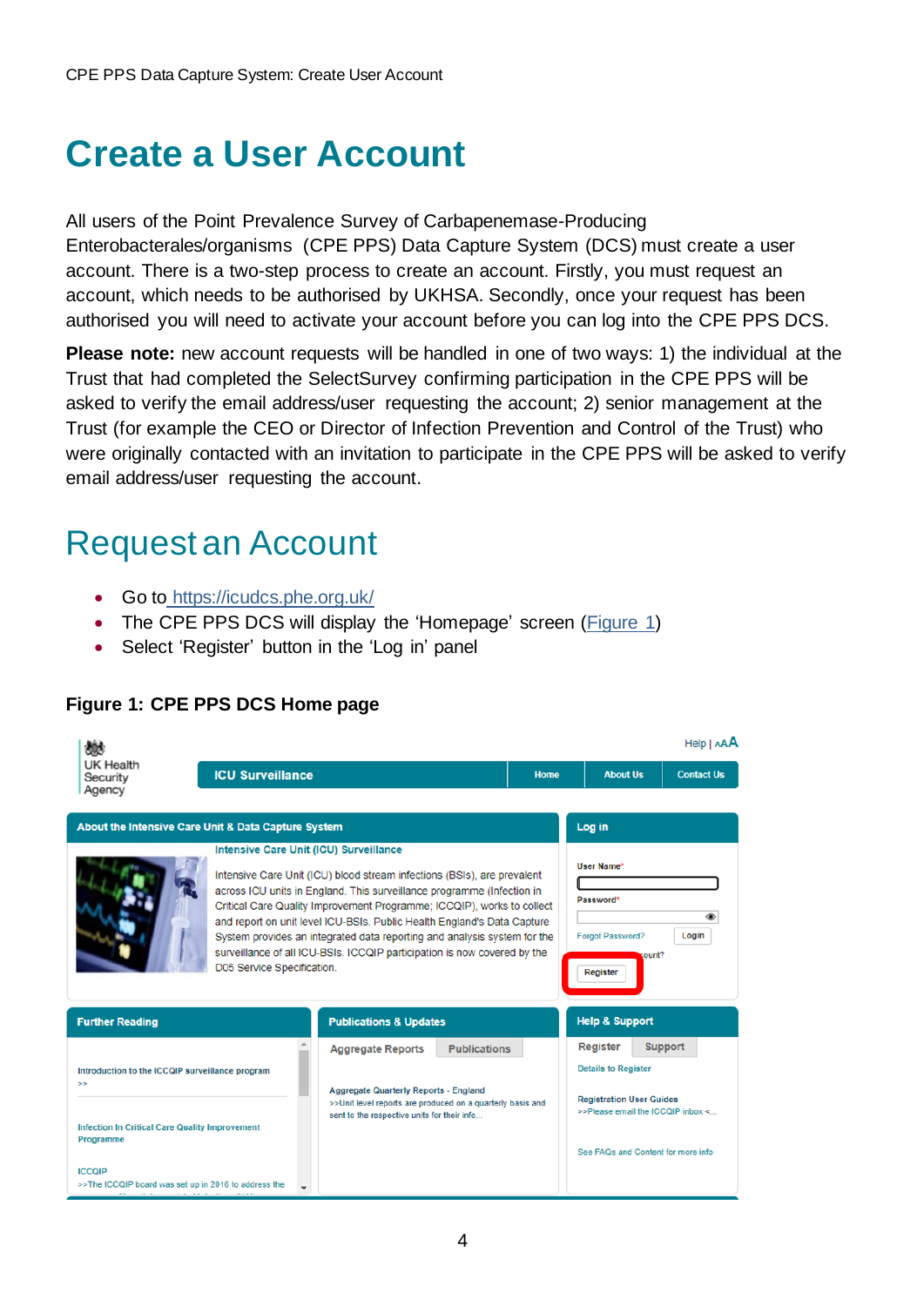# Create a User Account

All users of the Point Prevalence Survey of Carbapenemase-Producing Enterobacterales/organisms (CPE PPS) Data Capture System (DCS) must create a user account. There is a two-step process to create an account. Firstly, you must request an account, which needs to be authorised by UKHSA. Secondly, once your request has been authorised you will need to activate your account before you can log into the CPE PPS DCS.

**Please note:** new account requests will be handled in one of two ways: 1) the individual at the Trust that had completed the SelectSurvey confirming participation in the CPE PPS will be asked to verify the email address/user requesting the account; 2) senior management at the Trust (for example the CEO or Director of Infection Prevention and Control of the Trust) who were originally contacted with an invitation to participate in the CPE PPS will be asked to verify email address/user requesting the account.

## Request an Account

- Go to https://icudcs.phe.org.uk/
- The CPE PPS DCS will display the 'Homepage' screen (Figure 1)
- Select 'Register' button in the 'Log in' panel

**Figure 1: CPE PPS DCS Home page**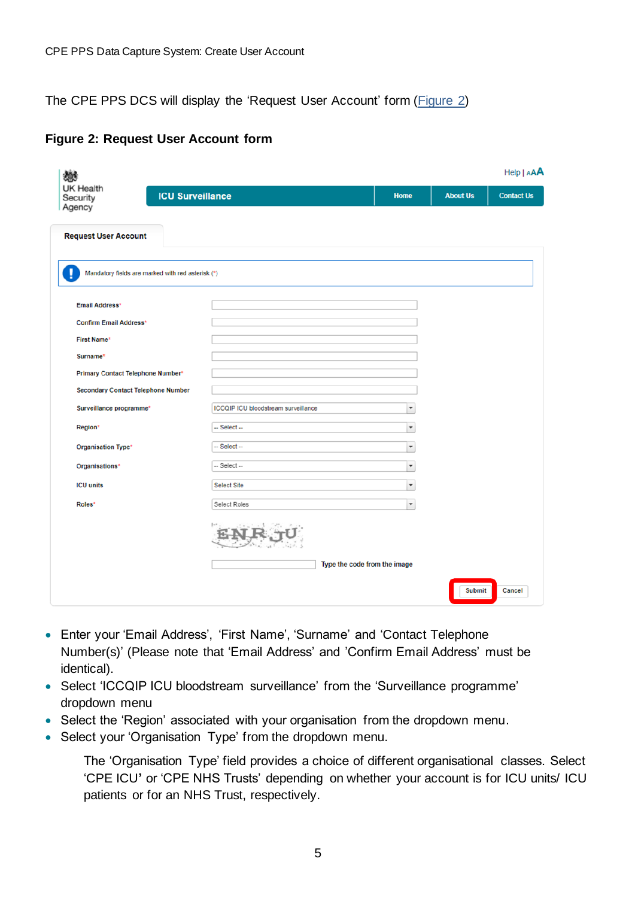The CPE PPS DCS will display the ‘Request User Account’ form (Figure 2)

**Figure 2: Request User Account form**

- Enter your ‘Email Address’, ‘First Name’, ‘Surname’ and ‘Contact Telephone Number(s)’ (Please note that ‘Email Address’ and ‘Confirm Email Address’ must be identical).
- Select ‘ICCQIP ICU bloodstream surveillance’ from the ‘Surveillance programme’ dropdown menu
- Select the ‘Region’ associated with your organisation from the dropdown menu.
- Select your ‘Organisation Type’ from the dropdown menu.

  The ‘Organisation Type’ field provides a choice of different organisational classes. Select ‘CPE ICU’ or ‘CPE NHS Trusts’ depending on whether your account is for ICU units/ ICU patients or for an NHS Trust, respectively.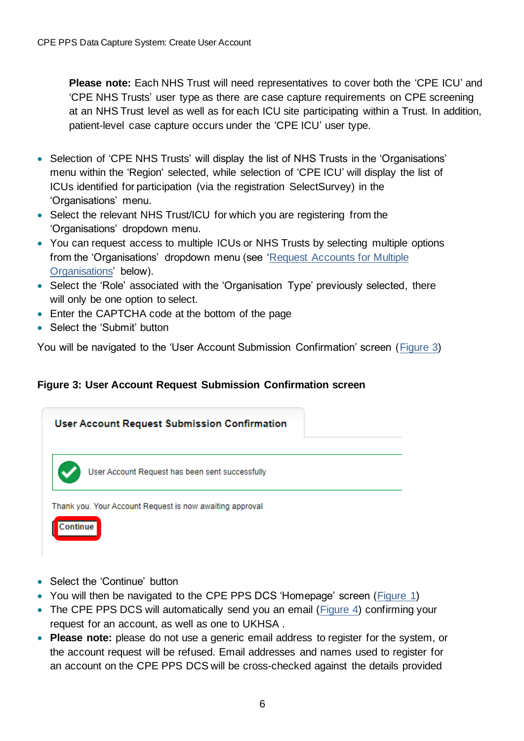**Please note:** Each NHS Trust will need representatives to cover both the 'CPE ICU' and 'CPE NHS Trusts' user type as there are case capture requirements on CPE screening at an NHS Trust level as well as for each ICU site participating within a Trust. In addition, patient-level case capture occurs under the 'CPE ICU' user type.

- Selection of 'CPE NHS Trusts' will display the list of NHS Trusts in the 'Organisations' menu within the 'Region' selected, while selection of 'CPE ICU' will display the list of ICUs identified for participation (via the registration SelectSurvey) in the 'Organisations' menu.
- Select the relevant NHS Trust/ICU for which you are registering from the 'Organisations' dropdown menu.
- You can request access to multiple ICUs or NHS Trusts by selecting multiple options from the 'Organisations' dropdown menu (see 'Request Accounts for Multiple Organisations' below).
- Select the 'Role' associated with the 'Organisation Type' previously selected, there will only be one option to select.
- Enter the CAPTCHA code at the bottom of the page
- Select the 'Submit' button

You will be navigated to the 'User Account Submission Confirmation' screen (Figure 3)

**Figure 3: User Account Request Submission Confirmation screen**

- Select the 'Continue' button
- You will then be navigated to the CPE PPS DCS 'Homepage' screen (Figure 1)
- The CPE PPS DCS will automatically send you an email (Figure 4) confirming your request for an account, as well as one to UKHSA .
- **Please note:** please do not use a generic email address to register for the system, or the account request will be refused. Email addresses and names used to register for an account on the CPE PPS DCS will be cross-checked against the details provided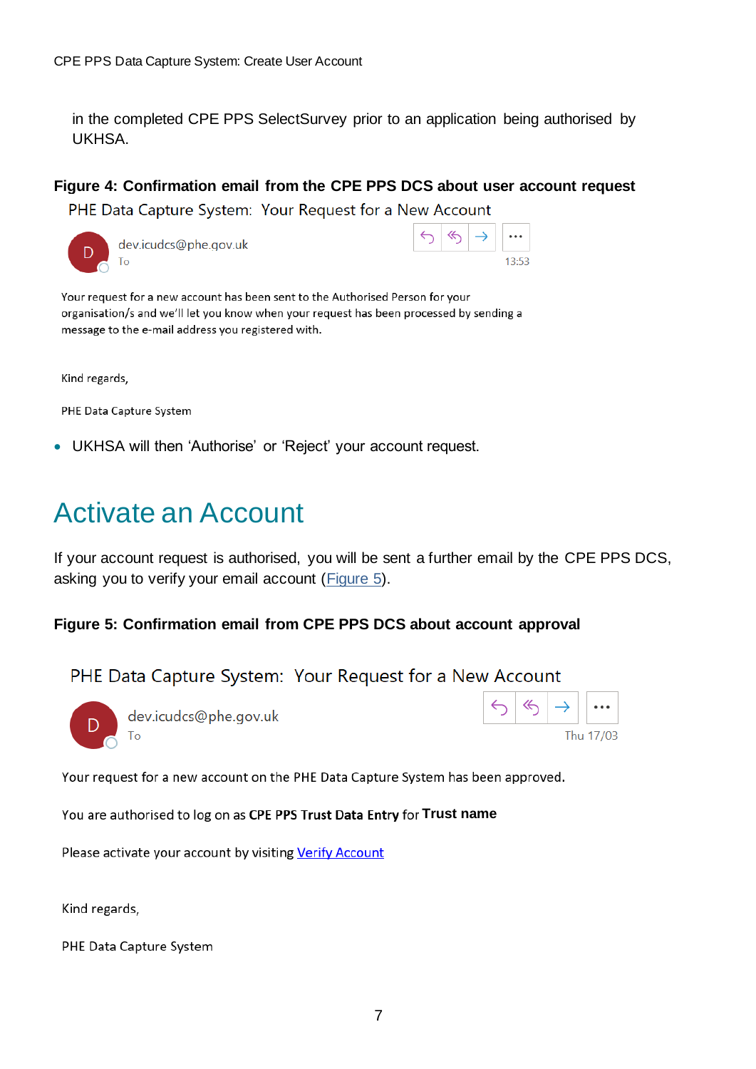in the completed CPE PPS SelectSurvey prior to an application being authorised by UKHSA.

**Figure 4: Confirmation email from the CPE PPS DCS about user account request**

PHE Data Capture System: Your Request for a New Account

dev.icudcs@phe.gov.uk

To

13:53

Your request for a new account has been sent to the Authorised Person for your organisation/s and we'll let you know when your request has been processed by sending a message to the e-mail address you registered with.

Kind regards,

PHE Data Capture System

- UKHSA will then 'Authorise' or 'Reject' your account request.

# Activate an Account

If your account request is authorised, you will be sent a further email by the CPE PPS DCS, asking you to verify your email account (Figure 5).

**Figure 5: Confirmation email from CPE PPS DCS about account approval**

PHE Data Capture System: Your Request for a New Account

dev.icudcs@phe.gov.uk

To

Thu 17/03

Your request for a new account on the PHE Data Capture System has been approved.

You are authorised to log on as **CPE PPS Trust Data Entry** for **Trust name**

Please activate your account by visiting Verify Account

Kind regards,

PHE Data Capture System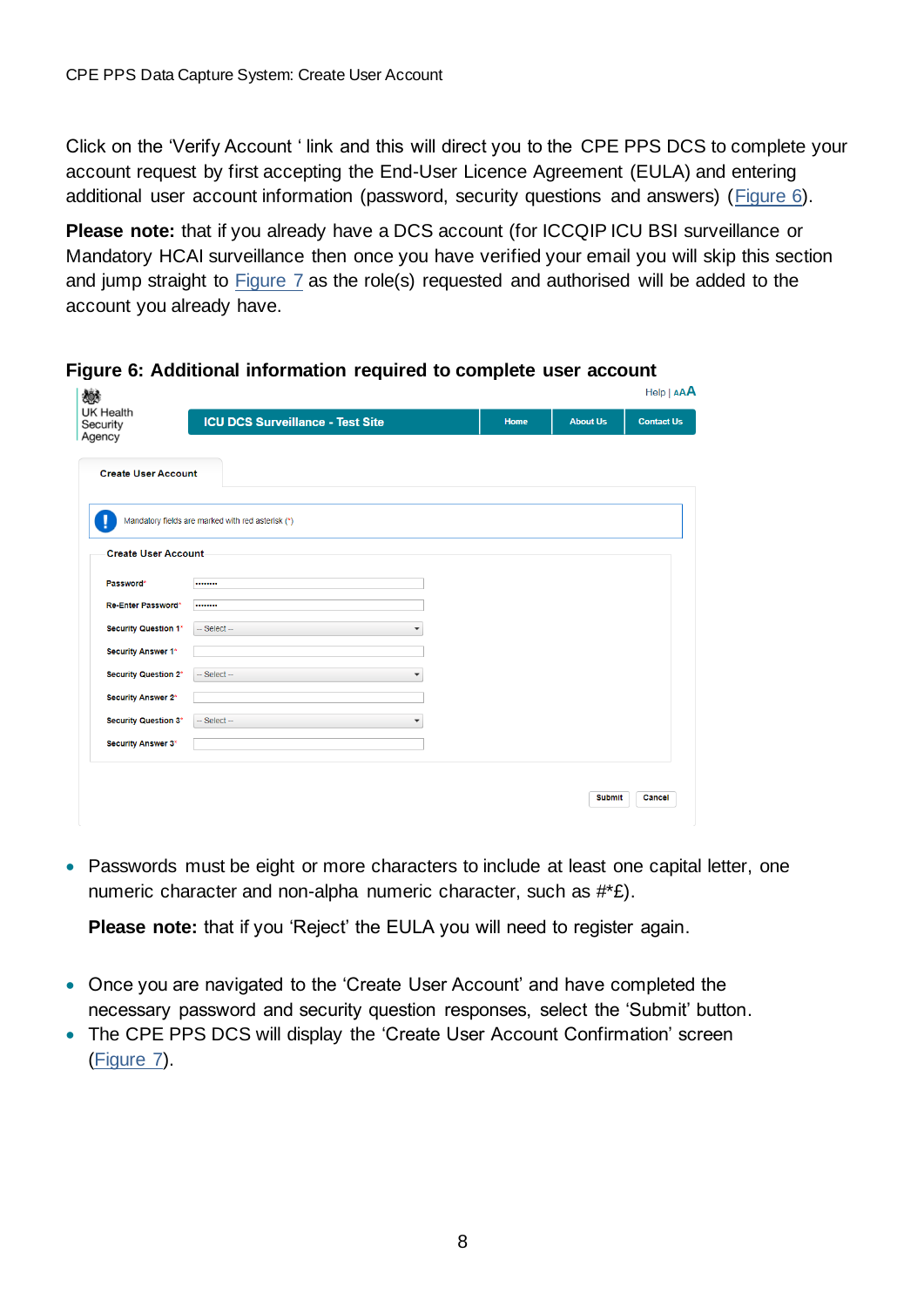Click on the 'Verify Account ' link and this will direct you to the CPE PPS DCS to complete your account request by first accepting the End-User Licence Agreement (EULA) and entering additional user account information (password, security questions and answers) (Figure 6).

**Please note:** that if you already have a DCS account (for ICCQIP ICU BSI surveillance or Mandatory HCAI surveillance then once you have verified your email you will skip this section and jump straight to Figure 7 as the role(s) requested and authorised will be added to the account you already have.

**Figure 6: Additional information required to complete user account**

- Passwords must be eight or more characters to include at least one capital letter, one numeric character and non-alpha numeric character, such as #*£).

  **Please note:** that if you 'Reject' the EULA you will need to register again.

- Once you are navigated to the 'Create User Account' and have completed the necessary password and security question responses, select the 'Submit' button.
- The CPE PPS DCS will display the 'Create User Account Confirmation' screen (Figure 7).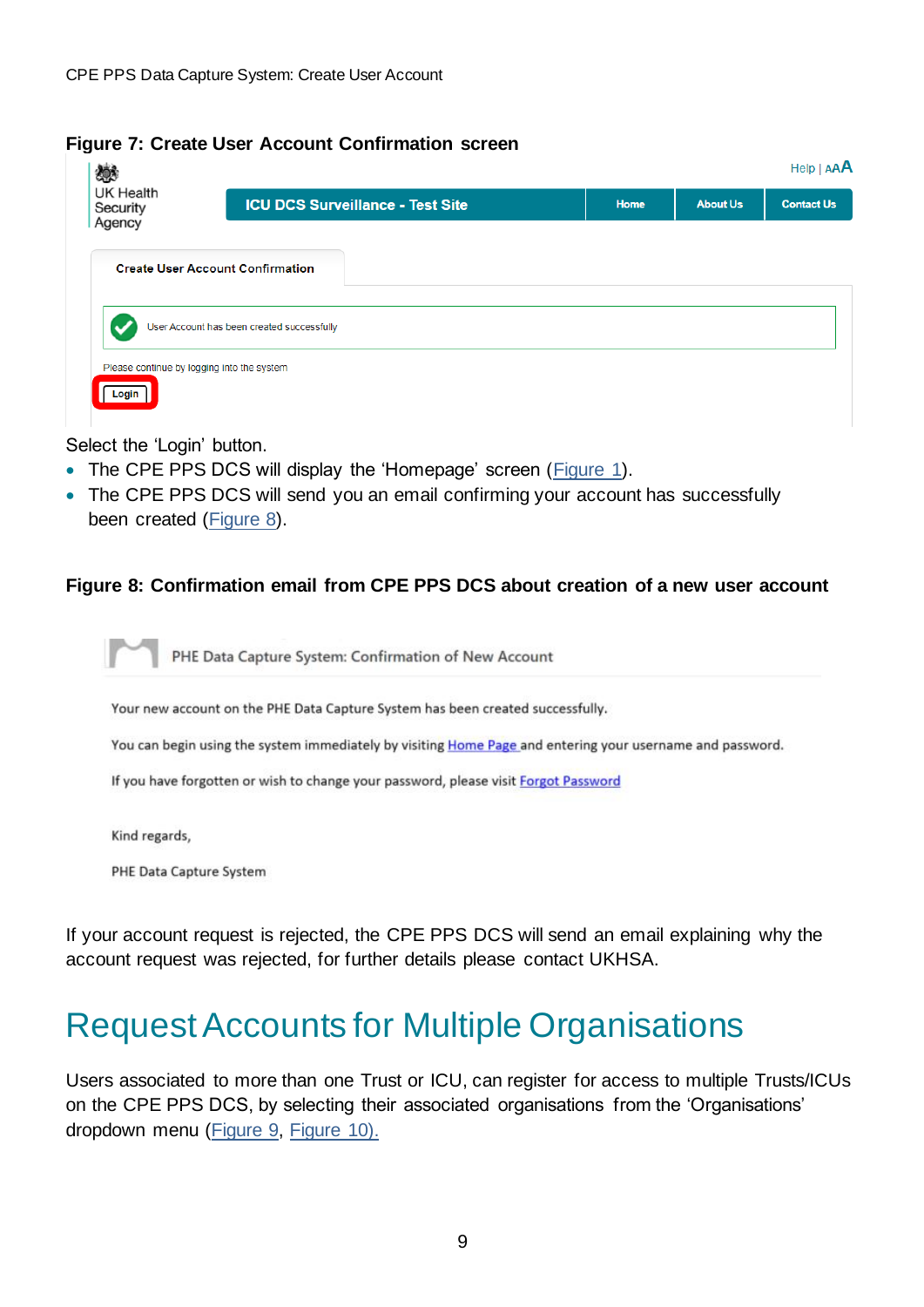**Figure 7: Create User Account Confirmation screen**

Select the 'Login' button.

- The CPE PPS DCS will display the 'Homepage' screen (Figure 1).
- The CPE PPS DCS will send you an email confirming your account has successfully been created (Figure 8).

**Figure 8: Confirmation email from CPE PPS DCS about creation of a new user account**

If your account request is rejected, the CPE PPS DCS will send an email explaining why the account request was rejected, for further details please contact UKHSA.

## Request Accounts for Multiple Organisations

Users associated to more than one Trust or ICU, can register for access to multiple Trusts/ICUs on the CPE PPS DCS, by selecting their associated organisations from the 'Organisations' dropdown menu (Figure 9, Figure 10).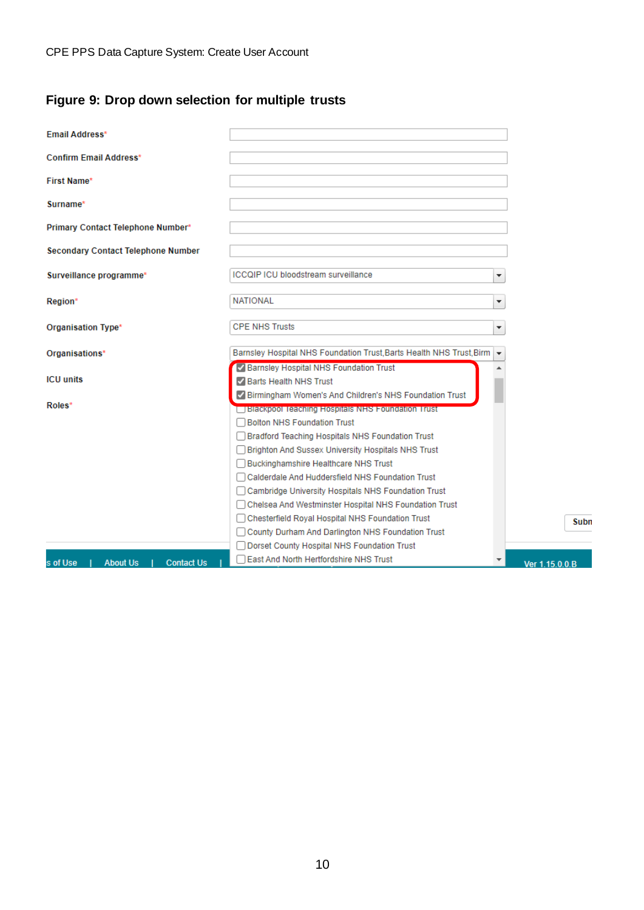## Figure 9: Drop down selection for multiple trusts

Email Address*

Confirm Email Address*

First Name*

Surname*

Primary Contact Telephone Number*

Secondary Contact Telephone Number

Surveillance programme* — ICCQIP ICU bloodstream surveillance

Region* — NATIONAL

Organisation Type* — CPE NHS Trusts

Organisations* — Barnsley Hospital NHS Foundation Trust,Barts Health NHS Trust,Birm

ICU units

Roles*

- [x] Barnsley Hospital NHS Foundation Trust
- [x] Barts Health NHS Trust
- [x] Birmingham Women's And Children's NHS Foundation Trust
- [ ] Blackpool Teaching Hospitals NHS Foundation Trust
- [ ] Bolton NHS Foundation Trust
- [ ] Bradford Teaching Hospitals NHS Foundation Trust
- [ ] Brighton And Sussex University Hospitals NHS Trust
- [ ] Buckinghamshire Healthcare NHS Trust
- [ ] Calderdale And Huddersfield NHS Foundation Trust
- [ ] Cambridge University Hospitals NHS Foundation Trust
- [ ] Chelsea And Westminster Hospital NHS Foundation Trust
- [ ] Chesterfield Royal Hospital NHS Foundation Trust
- [ ] County Durham And Darlington NHS Foundation Trust
- [ ] Dorset County Hospital NHS Foundation Trust
- [ ] East And North Hertfordshire NHS Trust

Subm

s of Use | About Us | Contact Us | Ver 1.15.0.0.B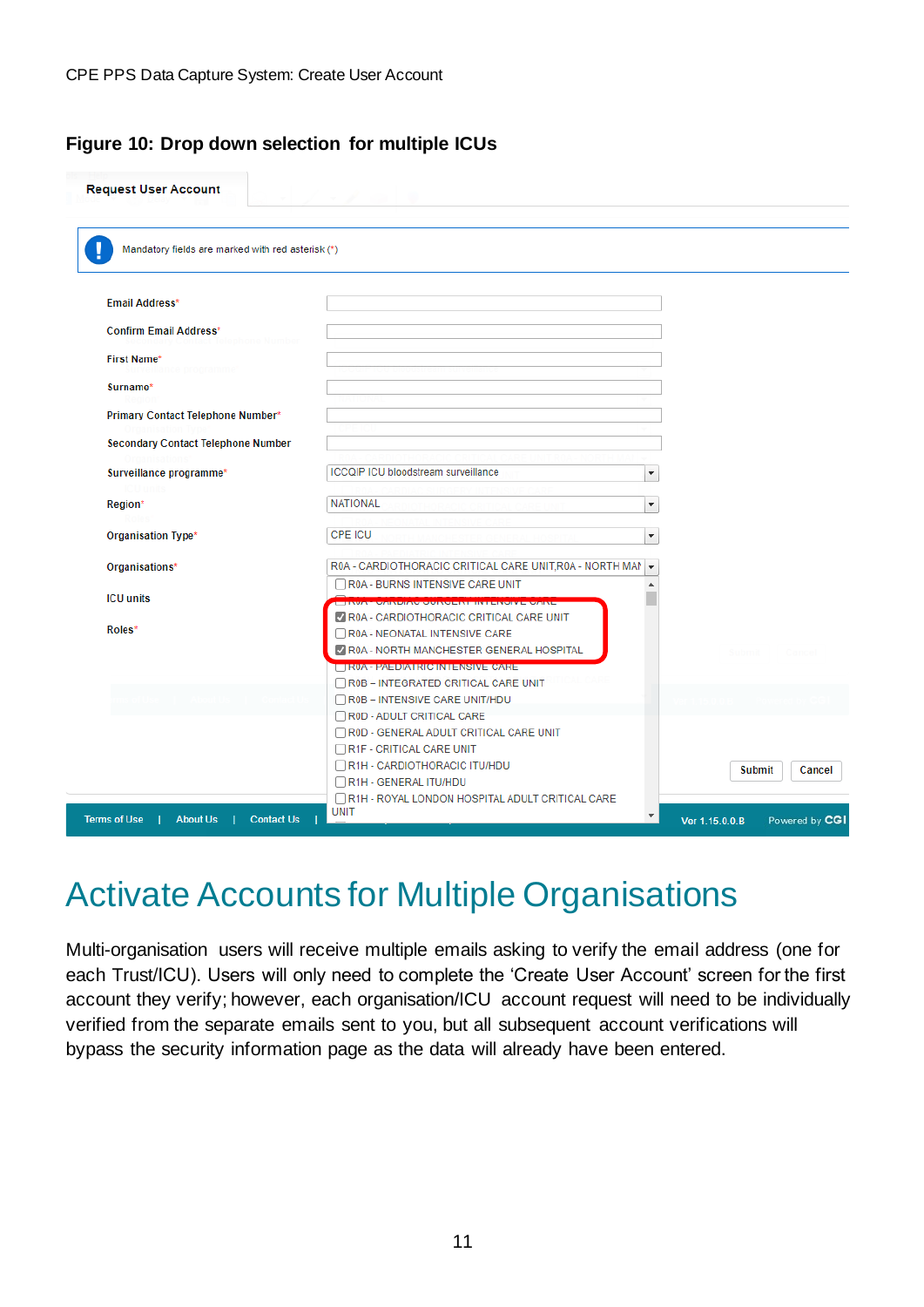**Figure 10: Drop down selection for multiple ICUs**

# Activate Accounts for Multiple Organisations

Multi-organisation users will receive multiple emails asking to verify the email address (one for each Trust/ICU). Users will only need to complete the 'Create User Account' screen for the first account they verify; however, each organisation/ICU account request will need to be individually verified from the separate emails sent to you, but all subsequent account verifications will bypass the security information page as the data will already have been entered.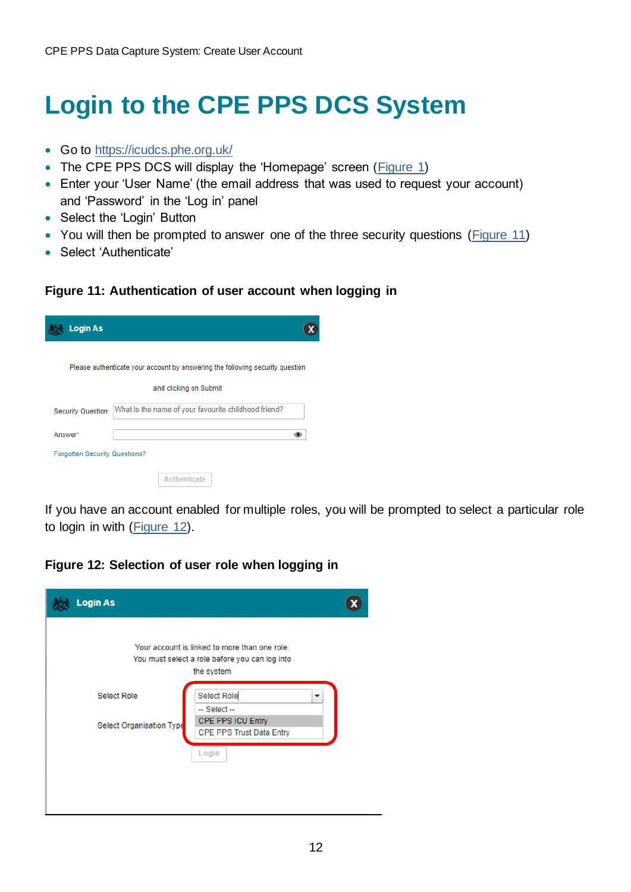# Login to the CPE PPS DCS System

- Go to https://icudcs.phe.org.uk/
- The CPE PPS DCS will display the 'Homepage' screen (Figure 1)
- Enter your 'User Name' (the email address that was used to request your account) and 'Password' in the 'Log in' panel
- Select the 'Login' Button
- You will then be prompted to answer one of the three security questions (Figure 11)
- Select 'Authenticate'

**Figure 11: Authentication of user account when logging in**

If you have an account enabled for multiple roles, you will be prompted to select a particular role to login in with (Figure 12).

**Figure 12: Selection of user role when logging in**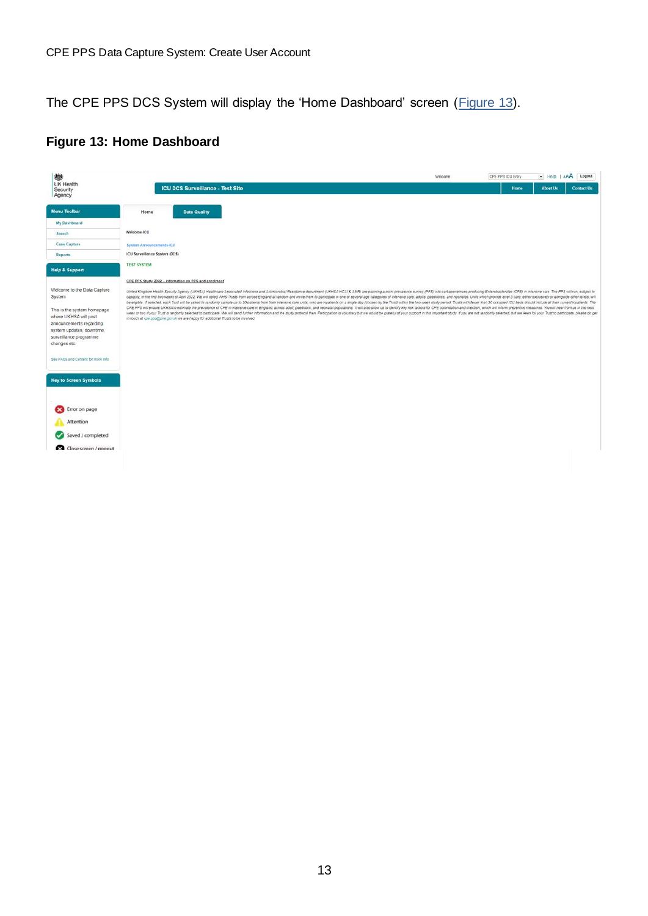The CPE PPS DCS System will display the 'Home Dashboard' screen (Figure 13).

## Figure 13: Home Dashboard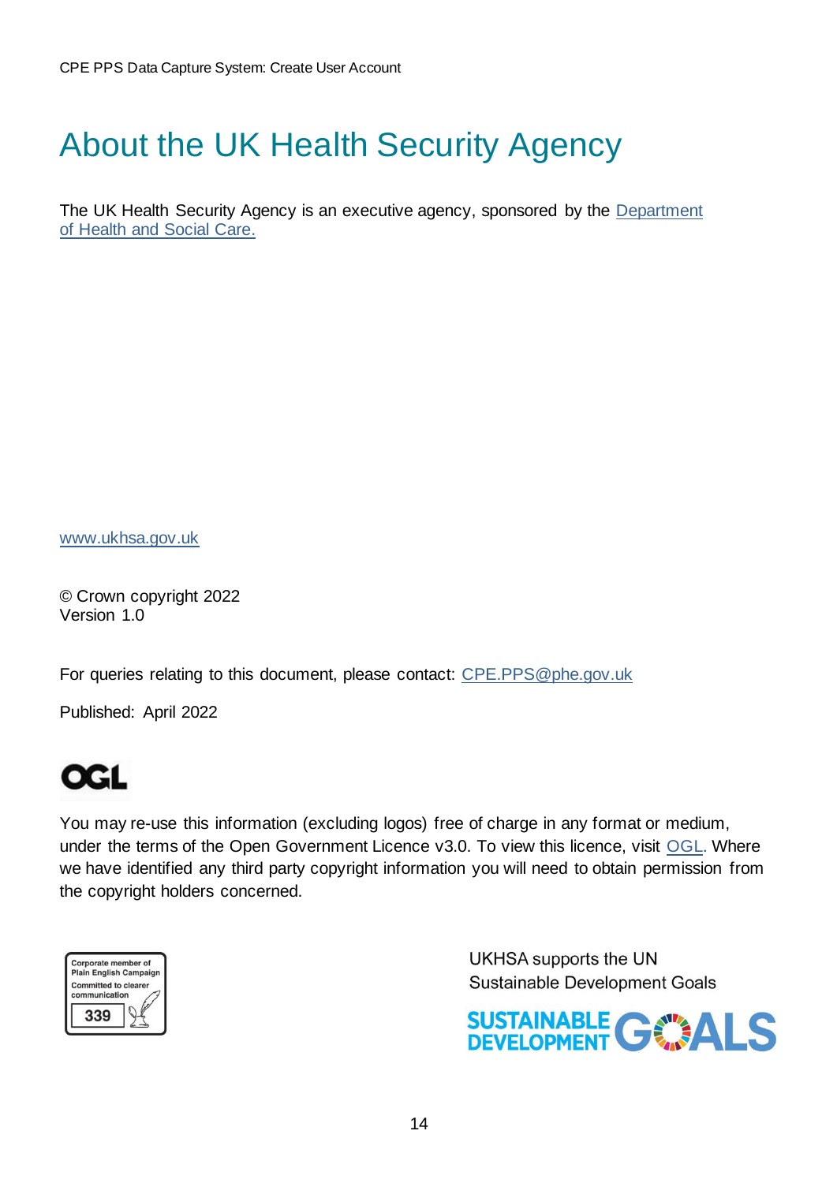# About the UK Health Security Agency

The UK Health Security Agency is an executive agency, sponsored by the [Department of Health and Social Care.]()

[www.ukhsa.gov.uk]()

© Crown copyright 2022
Version 1.0

For queries relating to this document, please contact: [CPE.PPS@phe.gov.uk]()

Published: April 2022

OGL

You may re-use this information (excluding logos) free of charge in any format or medium, under the terms of the Open Government Licence v3.0. To view this licence, visit [OGL](). Where we have identified any third party copyright information you will need to obtain permission from the copyright holders concerned.

Corporate member of Plain English Campaign
Committed to clearer communication
339

UKHSA supports the UN Sustainable Development Goals

SUSTAINABLE DEVELOPMENT GOALS